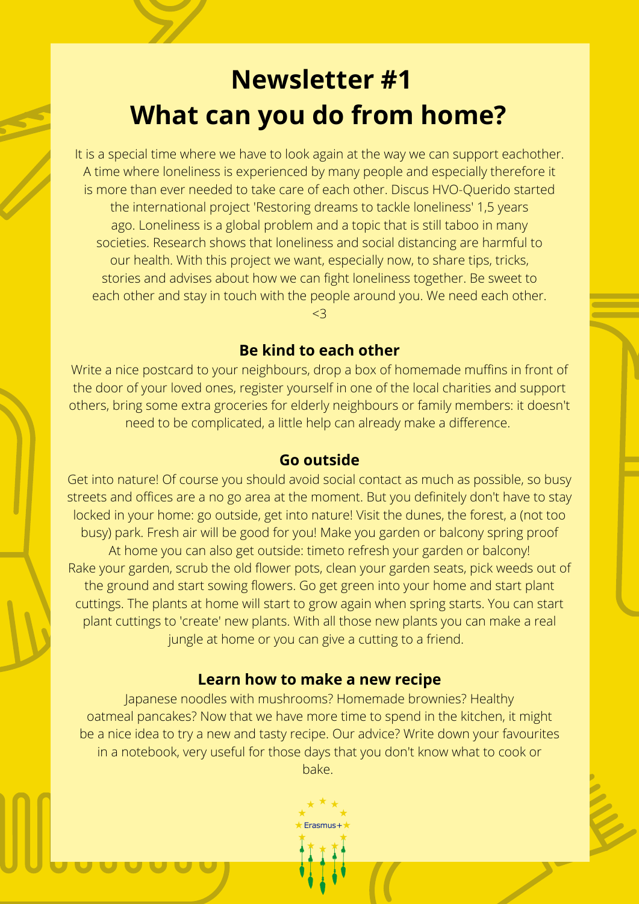# Newsletter #1
# What can you do from home?

It is a special time where we have to look again at the way we can support eachother. A time where loneliness is experienced by many people and especially therefore it is more than ever needed to take care of each other. Discus HVO-Querido started the international project 'Restoring dreams to tackle loneliness' 1,5 years ago. Loneliness is a global problem and a topic that is still taboo in many societies. Research shows that loneliness and social distancing are harmful to our health. With this project we want, especially now, to share tips, tricks, stories and advises about how we can fight loneliness together. Be sweet to each other and stay in touch with the people around you. We need each other. <3

### Be kind to each other

Write a nice postcard to your neighbours, drop a box of homemade muffins in front of the door of your loved ones, register yourself in one of the local charities and support others, bring some extra groceries for elderly neighbours or family members: it doesn't need to be complicated, a little help can already make a difference.

### Go outside

Get into nature! Of course you should avoid social contact as much as possible, so busy streets and offices are a no go area at the moment. But you definitely don't have to stay locked in your home: go outside, get into nature! Visit the dunes, the forest, a (not too busy) park. Fresh air will be good for you! Make you garden or balcony spring proof
At home you can also get outside: timeto refresh your garden or balcony!
Rake your garden, scrub the old flower pots, clean your garden seats, pick weeds out of the ground and start sowing flowers. Go get green into your home and start plant cuttings. The plants at home will start to grow again when spring starts. You can start plant cuttings to 'create' new plants. With all those new plants you can make a real jungle at home or you can give a cutting to a friend.

### Learn how to make a new recipe

Japanese noodles with mushrooms? Homemade brownies? Healthy oatmeal pancakes? Now that we have more time to spend in the kitchen, it might be a nice idea to try a new and tasty recipe. Our advice? Write down your favourites in a notebook, very useful for those days that you don't know what to cook or bake.

Erasmus+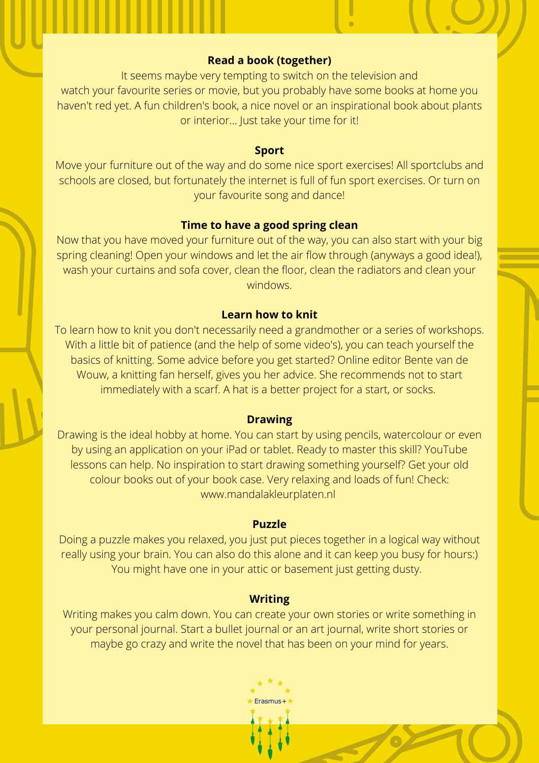## Read a book (together)

It seems maybe very tempting to switch on the television and watch your favourite series or movie, but you probably have some books at home you haven't red yet. A fun children's book, a nice novel or an inspirational book about plants or interior... Just take your time for it!

## Sport

Move your furniture out of the way and do some nice sport exercises! All sportclubs and schools are closed, but fortunately the internet is full of fun sport exercises. Or turn on your favourite song and dance!

## Time to have a good spring clean

Now that you have moved your furniture out of the way, you can also start with your big spring cleaning! Open your windows and let the air flow through (anyways a good idea!), wash your curtains and sofa cover, clean the floor, clean the radiators and clean your windows.

## Learn how to knit

To learn how to knit you don't necessarily need a grandmother or a series of workshops. With a little bit of patience (and the help of some video's), you can teach yourself the basics of knitting. Some advice before you get started? Online editor Bente van de Wouw, a knitting fan herself, gives you her advice. She recommends not to start immediately with a scarf. A hat is a better project for a start, or socks.

## Drawing

Drawing is the ideal hobby at home. You can start by using pencils, watercolour or even by using an application on your iPad or tablet. Ready to master this skill? YouTube lessons can help. No inspiration to start drawing something yourself? Get your old colour books out of your book case. Very relaxing and loads of fun! Check: www.mandalakleurplaten.nl

## Puzzle

Doing a puzzle makes you relaxed, you just put pieces together in a logical way without really using your brain. You can also do this alone and it can keep you busy for hours:) You might have one in your attic or basement just getting dusty.

## Writing

Writing makes you calm down. You can create your own stories or write something in your personal journal. Start a bullet journal or an art journal, write short stories or maybe go crazy and write the novel that has been on your mind for years.

Erasmus+